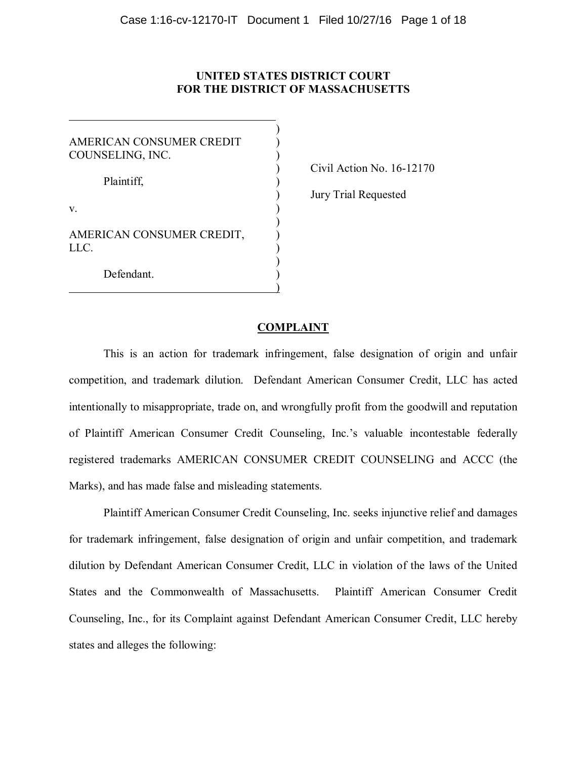**UNITED STATES DISTRICT COURT**
**FOR THE DISTRICT OF MASSACHUSETTS**

| | |
|---|---|
| AMERICAN CONSUMER CREDIT COUNSELING, INC.<br><br>Plaintiff,<br><br>v.<br><br>AMERICAN CONSUMER CREDIT, LLC.<br><br>Defendant. | Civil Action No. 16-12170<br><br>Jury Trial Requested |

## COMPLAINT

This is an action for trademark infringement, false designation of origin and unfair competition, and trademark dilution. Defendant American Consumer Credit, LLC has acted intentionally to misappropriate, trade on, and wrongfully profit from the goodwill and reputation of Plaintiff American Consumer Credit Counseling, Inc.'s valuable incontestable federally registered trademarks AMERICAN CONSUMER CREDIT COUNSELING and ACCC (the Marks), and has made false and misleading statements.

Plaintiff American Consumer Credit Counseling, Inc. seeks injunctive relief and damages for trademark infringement, false designation of origin and unfair competition, and trademark dilution by Defendant American Consumer Credit, LLC in violation of the laws of the United States and the Commonwealth of Massachusetts. Plaintiff American Consumer Credit Counseling, Inc., for its Complaint against Defendant American Consumer Credit, LLC hereby states and alleges the following: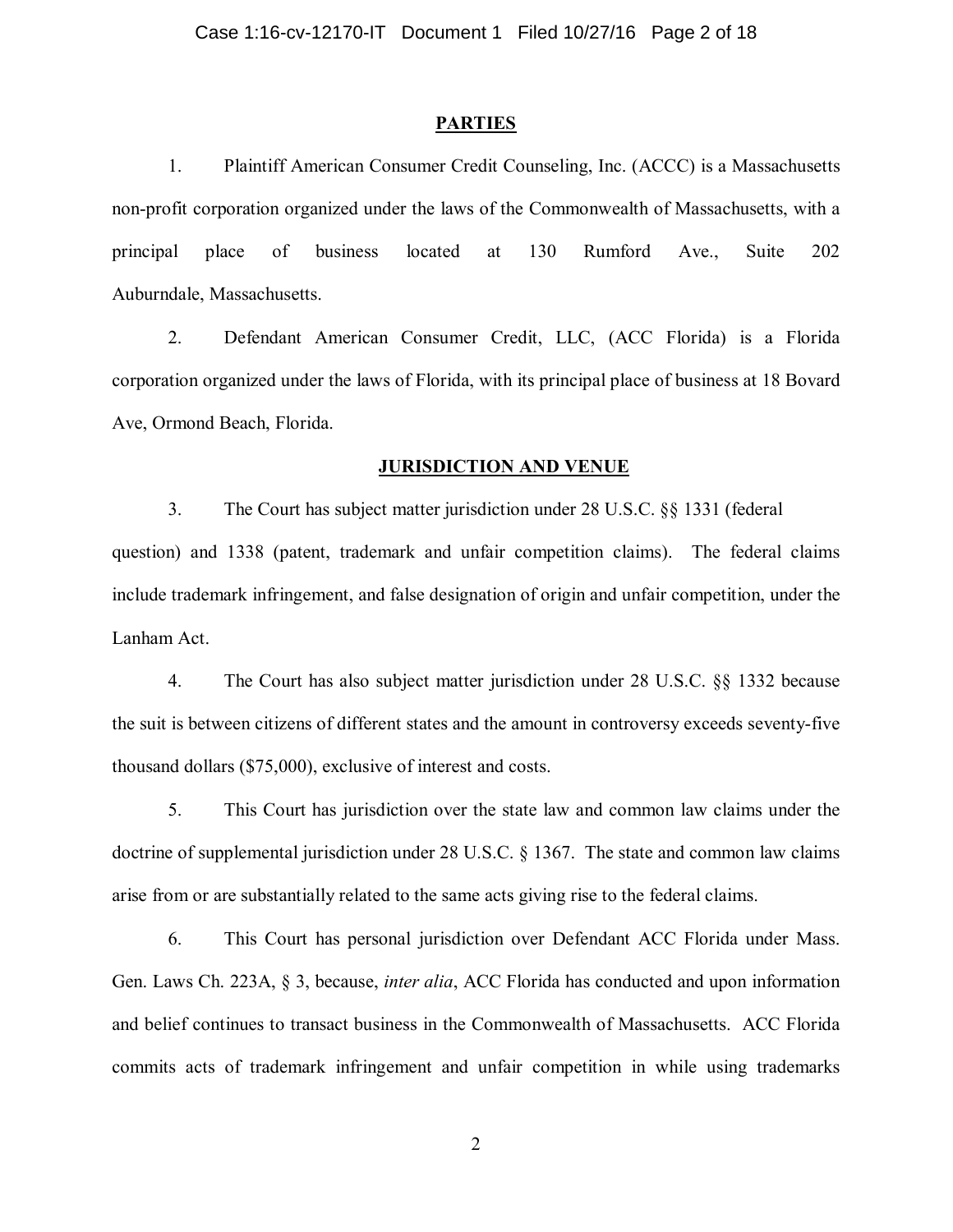## PARTIES

1. Plaintiff American Consumer Credit Counseling, Inc. (ACCC) is a Massachusetts non-profit corporation organized under the laws of the Commonwealth of Massachusetts, with a principal place of business located at 130 Rumford Ave., Suite 202 Auburndale, Massachusetts.

2. Defendant American Consumer Credit, LLC, (ACC Florida) is a Florida corporation organized under the laws of Florida, with its principal place of business at 18 Bovard Ave, Ormond Beach, Florida.

## JURISDICTION AND VENUE

3. The Court has subject matter jurisdiction under 28 U.S.C. §§ 1331 (federal question) and 1338 (patent, trademark and unfair competition claims). The federal claims include trademark infringement, and false designation of origin and unfair competition, under the Lanham Act.

4. The Court has also subject matter jurisdiction under 28 U.S.C. §§ 1332 because the suit is between citizens of different states and the amount in controversy exceeds seventy-five thousand dollars ($75,000), exclusive of interest and costs.

5. This Court has jurisdiction over the state law and common law claims under the doctrine of supplemental jurisdiction under 28 U.S.C. § 1367. The state and common law claims arise from or are substantially related to the same acts giving rise to the federal claims.

6. This Court has personal jurisdiction over Defendant ACC Florida under Mass. Gen. Laws Ch. 223A, § 3, because, *inter alia*, ACC Florida has conducted and upon information and belief continues to transact business in the Commonwealth of Massachusetts. ACC Florida commits acts of trademark infringement and unfair competition in while using trademarks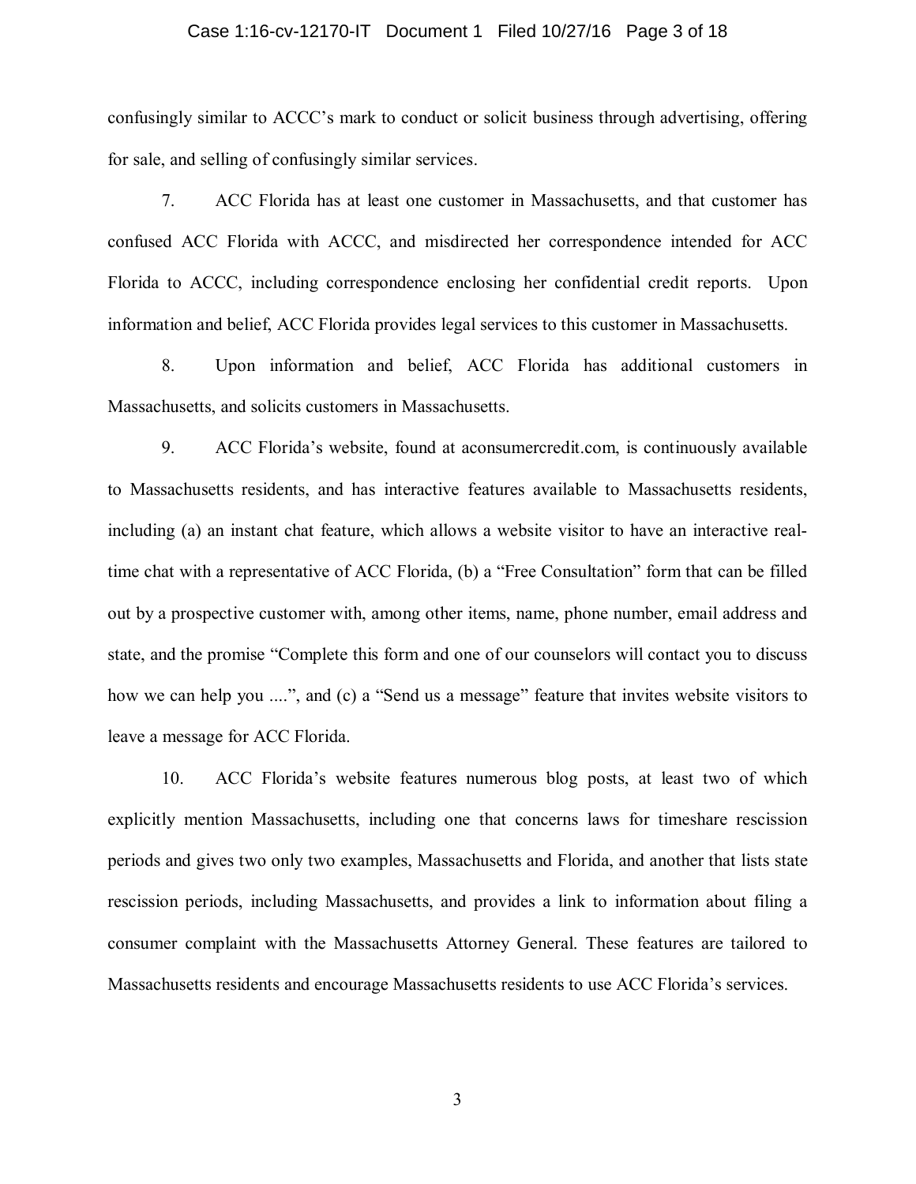confusingly similar to ACCC's mark to conduct or solicit business through advertising, offering for sale, and selling of confusingly similar services.

7. ACC Florida has at least one customer in Massachusetts, and that customer has confused ACC Florida with ACCC, and misdirected her correspondence intended for ACC Florida to ACCC, including correspondence enclosing her confidential credit reports. Upon information and belief, ACC Florida provides legal services to this customer in Massachusetts.

8. Upon information and belief, ACC Florida has additional customers in Massachusetts, and solicits customers in Massachusetts.

9. ACC Florida's website, found at aconsumercredit.com, is continuously available to Massachusetts residents, and has interactive features available to Massachusetts residents, including (a) an instant chat feature, which allows a website visitor to have an interactive real-time chat with a representative of ACC Florida, (b) a "Free Consultation" form that can be filled out by a prospective customer with, among other items, name, phone number, email address and state, and the promise "Complete this form and one of our counselors will contact you to discuss how we can help you ....", and (c) a "Send us a message" feature that invites website visitors to leave a message for ACC Florida.

10. ACC Florida's website features numerous blog posts, at least two of which explicitly mention Massachusetts, including one that concerns laws for timeshare rescission periods and gives two only two examples, Massachusetts and Florida, and another that lists state rescission periods, including Massachusetts, and provides a link to information about filing a consumer complaint with the Massachusetts Attorney General. These features are tailored to Massachusetts residents and encourage Massachusetts residents to use ACC Florida's services.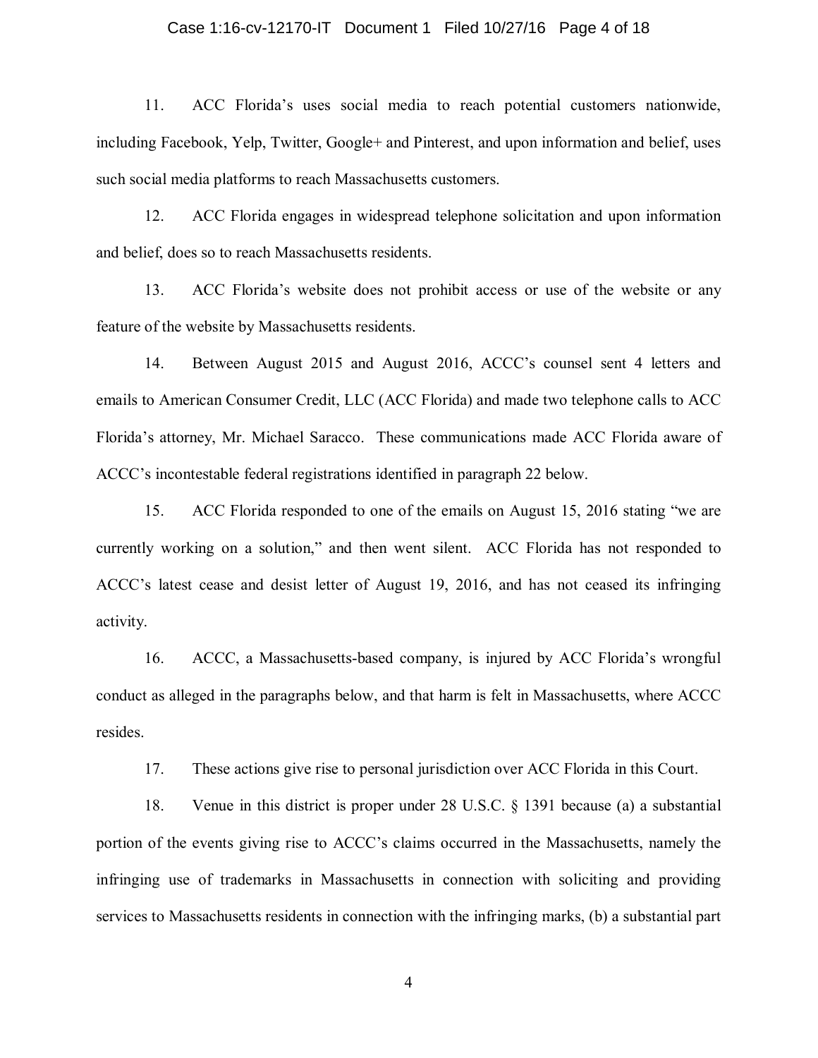11. ACC Florida's uses social media to reach potential customers nationwide, including Facebook, Yelp, Twitter, Google+ and Pinterest, and upon information and belief, uses such social media platforms to reach Massachusetts customers.

12. ACC Florida engages in widespread telephone solicitation and upon information and belief, does so to reach Massachusetts residents.

13. ACC Florida's website does not prohibit access or use of the website or any feature of the website by Massachusetts residents.

14. Between August 2015 and August 2016, ACCC's counsel sent 4 letters and emails to American Consumer Credit, LLC (ACC Florida) and made two telephone calls to ACC Florida's attorney, Mr. Michael Saracco. These communications made ACC Florida aware of ACCC's incontestable federal registrations identified in paragraph 22 below.

15. ACC Florida responded to one of the emails on August 15, 2016 stating "we are currently working on a solution," and then went silent. ACC Florida has not responded to ACCC's latest cease and desist letter of August 19, 2016, and has not ceased its infringing activity.

16. ACCC, a Massachusetts-based company, is injured by ACC Florida's wrongful conduct as alleged in the paragraphs below, and that harm is felt in Massachusetts, where ACCC resides.

17. These actions give rise to personal jurisdiction over ACC Florida in this Court.

18. Venue in this district is proper under 28 U.S.C. § 1391 because (a) a substantial portion of the events giving rise to ACCC's claims occurred in the Massachusetts, namely the infringing use of trademarks in Massachusetts in connection with soliciting and providing services to Massachusetts residents in connection with the infringing marks, (b) a substantial part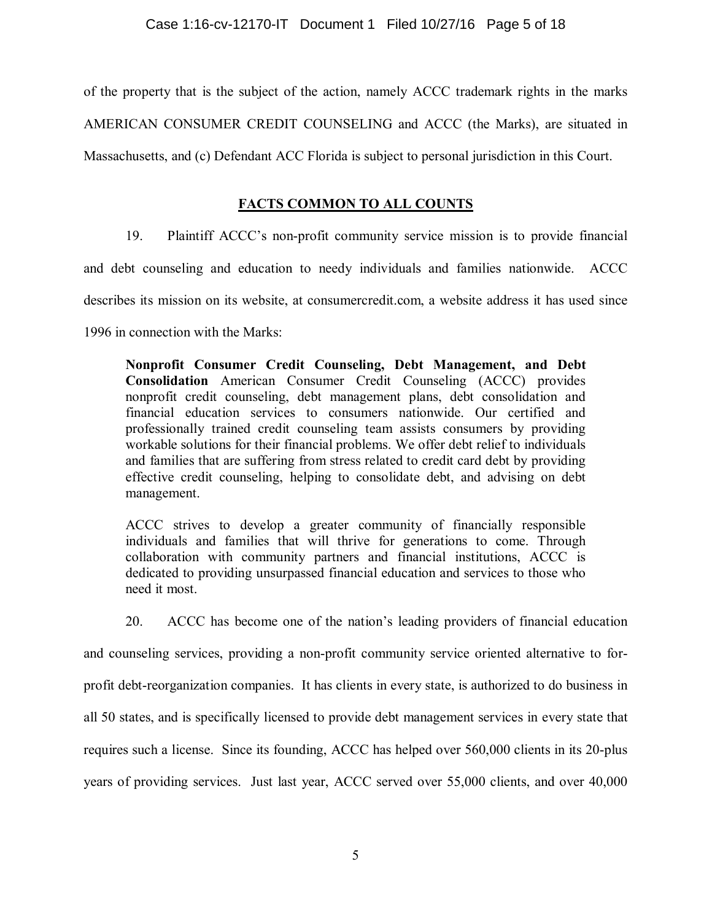of the property that is the subject of the action, namely ACCC trademark rights in the marks AMERICAN CONSUMER CREDIT COUNSELING and ACCC (the Marks), are situated in Massachusetts, and (c) Defendant ACC Florida is subject to personal jurisdiction in this Court.

## FACTS COMMON TO ALL COUNTS

19. Plaintiff ACCC's non-profit community service mission is to provide financial and debt counseling and education to needy individuals and families nationwide. ACCC describes its mission on its website, at consumercredit.com, a website address it has used since 1996 in connection with the Marks:

> **Nonprofit Consumer Credit Counseling, Debt Management, and Debt Consolidation** American Consumer Credit Counseling (ACCC) provides nonprofit credit counseling, debt management plans, debt consolidation and financial education services to consumers nationwide. Our certified and professionally trained credit counseling team assists consumers by providing workable solutions for their financial problems. We offer debt relief to individuals and families that are suffering from stress related to credit card debt by providing effective credit counseling, helping to consolidate debt, and advising on debt management.
>
> ACCC strives to develop a greater community of financially responsible individuals and families that will thrive for generations to come. Through collaboration with community partners and financial institutions, ACCC is dedicated to providing unsurpassed financial education and services to those who need it most.

20. ACCC has become one of the nation's leading providers of financial education and counseling services, providing a non-profit community service oriented alternative to for-profit debt-reorganization companies. It has clients in every state, is authorized to do business in all 50 states, and is specifically licensed to provide debt management services in every state that requires such a license. Since its founding, ACCC has helped over 560,000 clients in its 20-plus years of providing services. Just last year, ACCC served over 55,000 clients, and over 40,000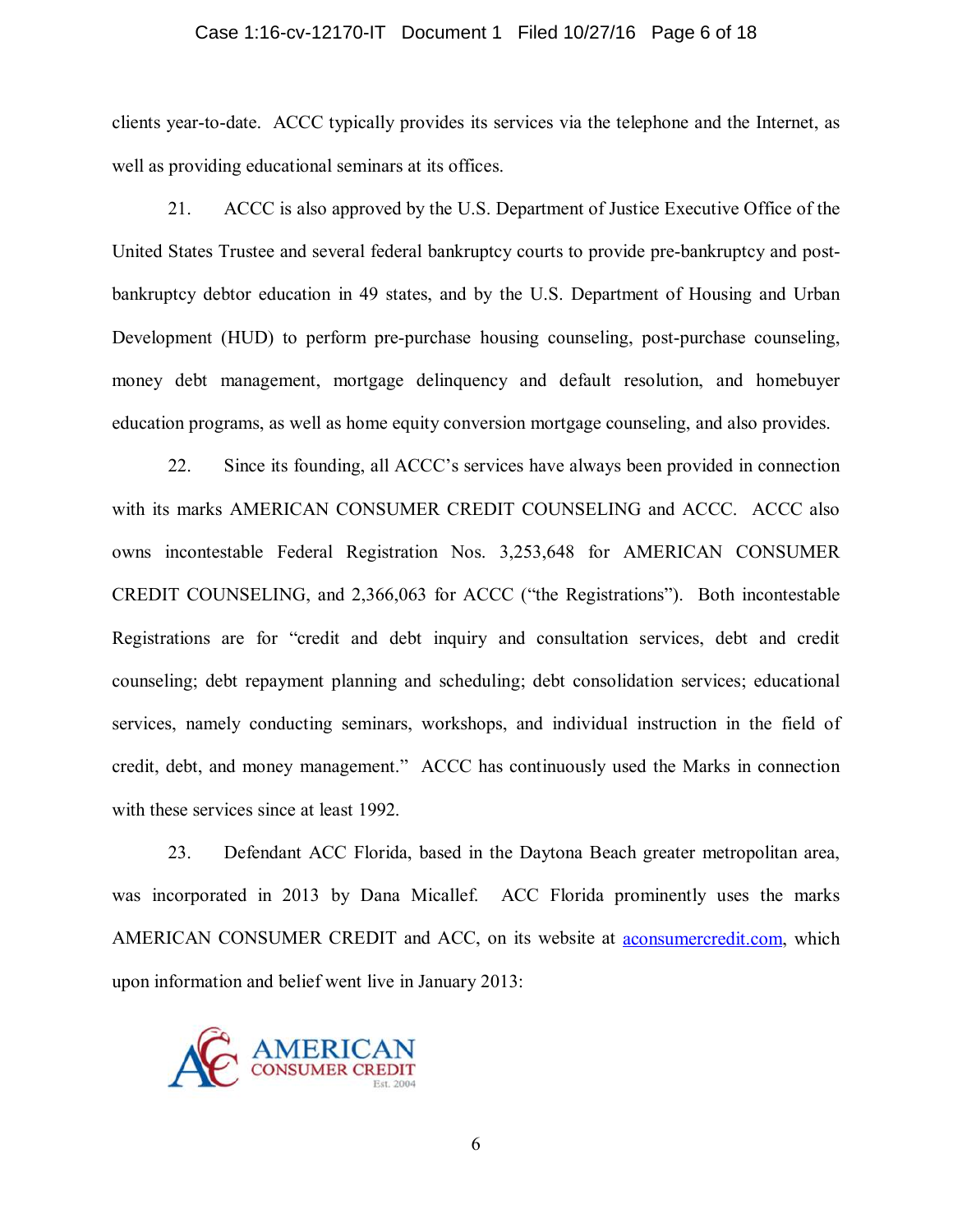clients year-to-date. ACCC typically provides its services via the telephone and the Internet, as well as providing educational seminars at its offices.

21. ACCC is also approved by the U.S. Department of Justice Executive Office of the United States Trustee and several federal bankruptcy courts to provide pre-bankruptcy and post-bankruptcy debtor education in 49 states, and by the U.S. Department of Housing and Urban Development (HUD) to perform pre-purchase housing counseling, post-purchase counseling, money debt management, mortgage delinquency and default resolution, and homebuyer education programs, as well as home equity conversion mortgage counseling, and also provides.

22. Since its founding, all ACCC's services have always been provided in connection with its marks AMERICAN CONSUMER CREDIT COUNSELING and ACCC. ACCC also owns incontestable Federal Registration Nos. 3,253,648 for AMERICAN CONSUMER CREDIT COUNSELING, and 2,366,063 for ACCC ("the Registrations"). Both incontestable Registrations are for "credit and debt inquiry and consultation services, debt and credit counseling; debt repayment planning and scheduling; debt consolidation services; educational services, namely conducting seminars, workshops, and individual instruction in the field of credit, debt, and money management." ACCC has continuously used the Marks in connection with these services since at least 1992.

23. Defendant ACC Florida, based in the Daytona Beach greater metropolitan area, was incorporated in 2013 by Dana Micallef. ACC Florida prominently uses the marks AMERICAN CONSUMER CREDIT and ACC, on its website at aconsumercredit.com, which upon information and belief went live in January 2013:

AC AMERICAN CONSUMER CREDIT Est. 2004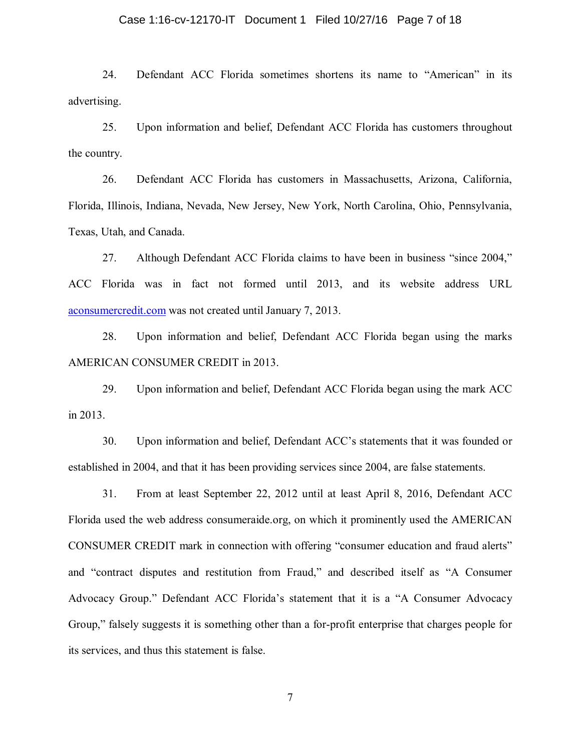24. Defendant ACC Florida sometimes shortens its name to "American" in its advertising.

25. Upon information and belief, Defendant ACC Florida has customers throughout the country.

26. Defendant ACC Florida has customers in Massachusetts, Arizona, California, Florida, Illinois, Indiana, Nevada, New Jersey, New York, North Carolina, Ohio, Pennsylvania, Texas, Utah, and Canada.

27. Although Defendant ACC Florida claims to have been in business "since 2004," ACC Florida was in fact not formed until 2013, and its website address URL aconsumercredit.com was not created until January 7, 2013.

28. Upon information and belief, Defendant ACC Florida began using the marks AMERICAN CONSUMER CREDIT in 2013.

29. Upon information and belief, Defendant ACC Florida began using the mark ACC in 2013.

30. Upon information and belief, Defendant ACC's statements that it was founded or established in 2004, and that it has been providing services since 2004, are false statements.

31. From at least September 22, 2012 until at least April 8, 2016, Defendant ACC Florida used the web address consumeraide.org, on which it prominently used the AMERICAN CONSUMER CREDIT mark in connection with offering "consumer education and fraud alerts" and "contract disputes and restitution from Fraud," and described itself as "A Consumer Advocacy Group." Defendant ACC Florida's statement that it is a "A Consumer Advocacy Group," falsely suggests it is something other than a for-profit enterprise that charges people for its services, and thus this statement is false.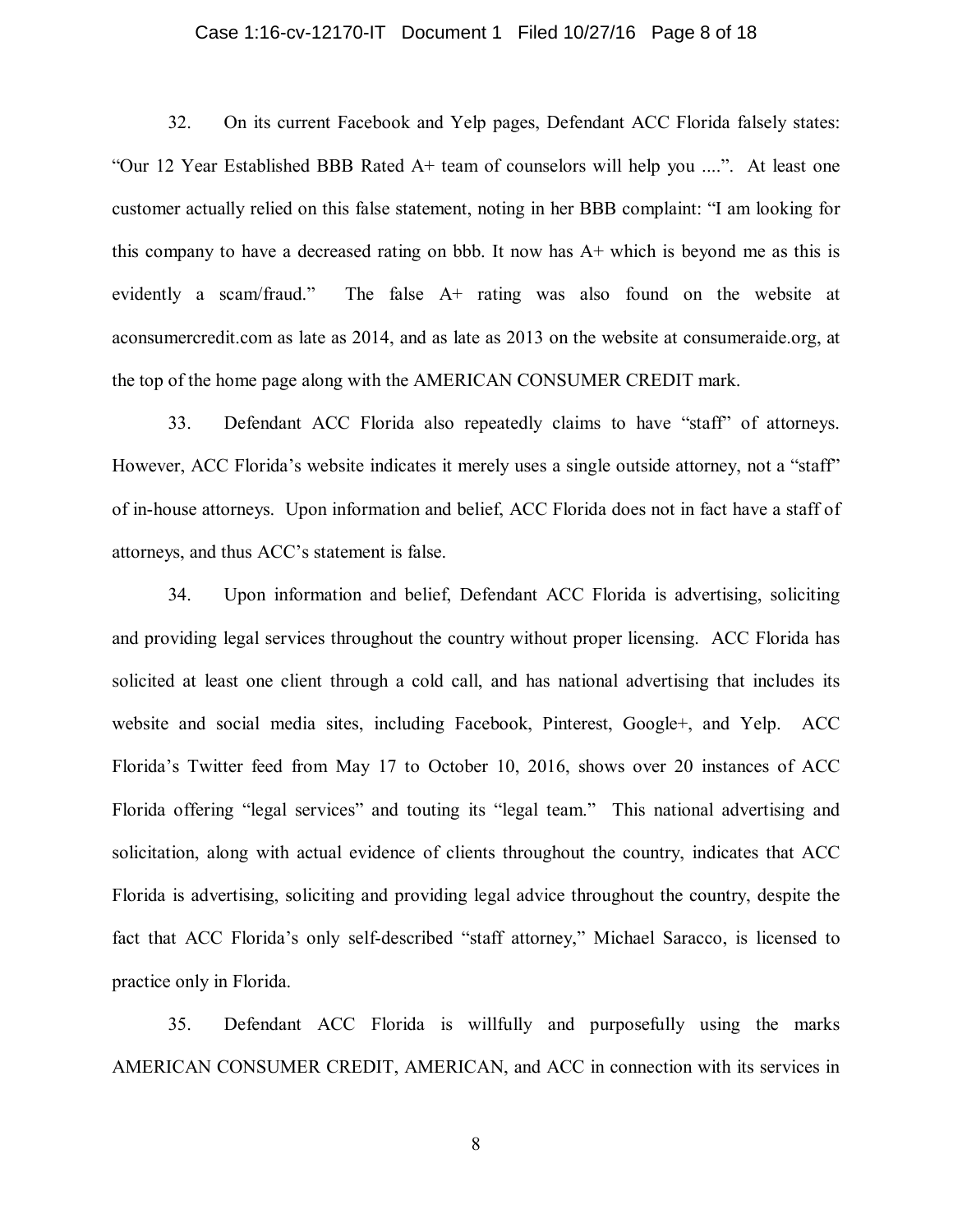32. On its current Facebook and Yelp pages, Defendant ACC Florida falsely states: "Our 12 Year Established BBB Rated A+ team of counselors will help you ....". At least one customer actually relied on this false statement, noting in her BBB complaint: "I am looking for this company to have a decreased rating on bbb. It now has A+ which is beyond me as this is evidently a scam/fraud." The false A+ rating was also found on the website at aconsumercredit.com as late as 2014, and as late as 2013 on the website at consumeraide.org, at the top of the home page along with the AMERICAN CONSUMER CREDIT mark.

33. Defendant ACC Florida also repeatedly claims to have "staff" of attorneys. However, ACC Florida's website indicates it merely uses a single outside attorney, not a "staff" of in-house attorneys. Upon information and belief, ACC Florida does not in fact have a staff of attorneys, and thus ACC's statement is false.

34. Upon information and belief, Defendant ACC Florida is advertising, soliciting and providing legal services throughout the country without proper licensing. ACC Florida has solicited at least one client through a cold call, and has national advertising that includes its website and social media sites, including Facebook, Pinterest, Google+, and Yelp. ACC Florida's Twitter feed from May 17 to October 10, 2016, shows over 20 instances of ACC Florida offering "legal services" and touting its "legal team." This national advertising and solicitation, along with actual evidence of clients throughout the country, indicates that ACC Florida is advertising, soliciting and providing legal advice throughout the country, despite the fact that ACC Florida's only self-described "staff attorney," Michael Saracco, is licensed to practice only in Florida.

35. Defendant ACC Florida is willfully and purposefully using the marks AMERICAN CONSUMER CREDIT, AMERICAN, and ACC in connection with its services in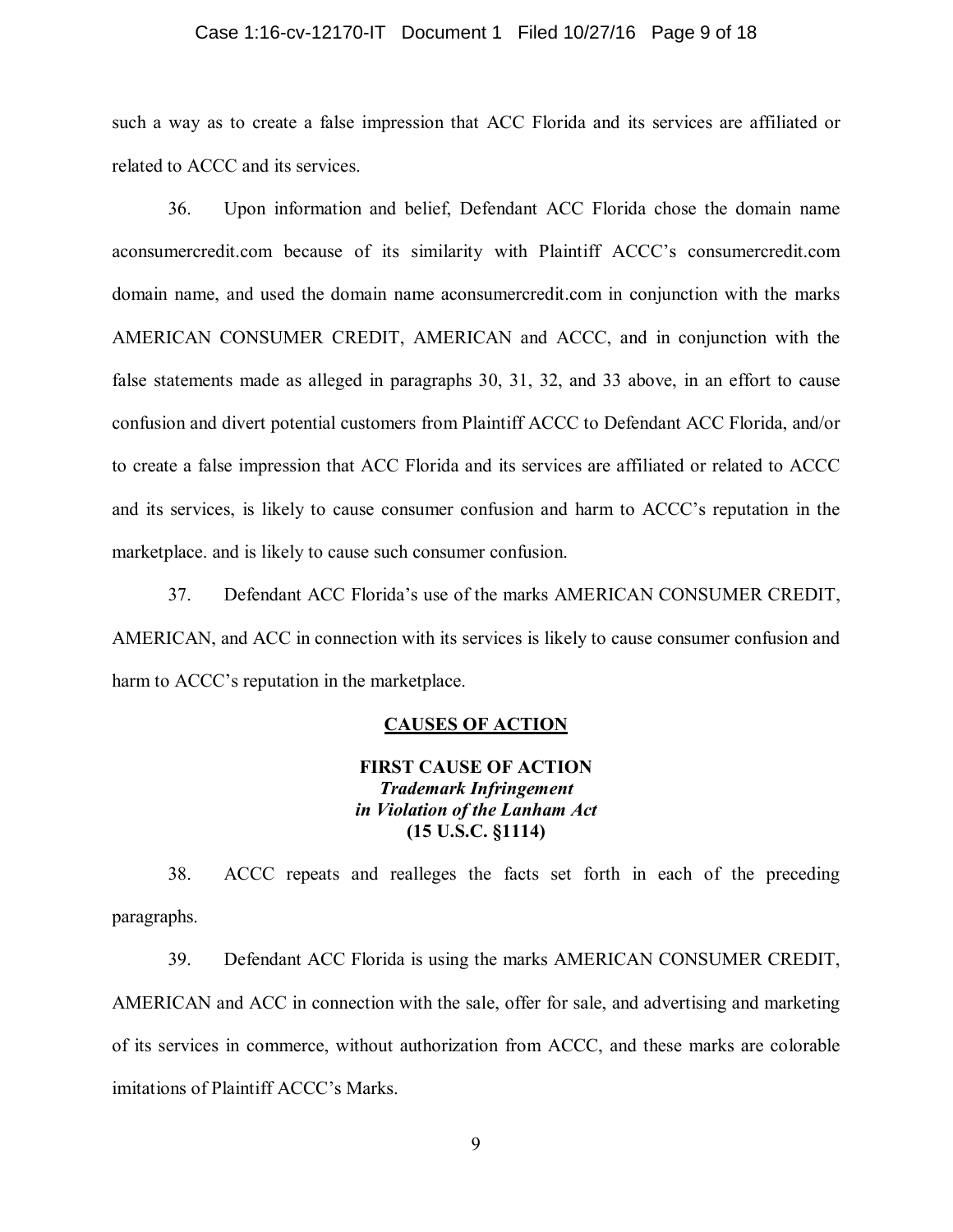such a way as to create a false impression that ACC Florida and its services are affiliated or related to ACCC and its services.

36. Upon information and belief, Defendant ACC Florida chose the domain name aconsumercredit.com because of its similarity with Plaintiff ACCC's consumercredit.com domain name, and used the domain name aconsumercredit.com in conjunction with the marks AMERICAN CONSUMER CREDIT, AMERICAN and ACCC, and in conjunction with the false statements made as alleged in paragraphs 30, 31, 32, and 33 above, in an effort to cause confusion and divert potential customers from Plaintiff ACCC to Defendant ACC Florida, and/or to create a false impression that ACC Florida and its services are affiliated or related to ACCC and its services, is likely to cause consumer confusion and harm to ACCC's reputation in the marketplace. and is likely to cause such consumer confusion.

37. Defendant ACC Florida's use of the marks AMERICAN CONSUMER CREDIT, AMERICAN, and ACC in connection with its services is likely to cause consumer confusion and harm to ACCC's reputation in the marketplace.

## CAUSES OF ACTION

### FIRST CAUSE OF ACTION
### *Trademark Infringement in Violation of the Lanham Act*
### (15 U.S.C. §1114)

38. ACCC repeats and realleges the facts set forth in each of the preceding paragraphs.

39. Defendant ACC Florida is using the marks AMERICAN CONSUMER CREDIT, AMERICAN and ACC in connection with the sale, offer for sale, and advertising and marketing of its services in commerce, without authorization from ACCC, and these marks are colorable imitations of Plaintiff ACCC's Marks.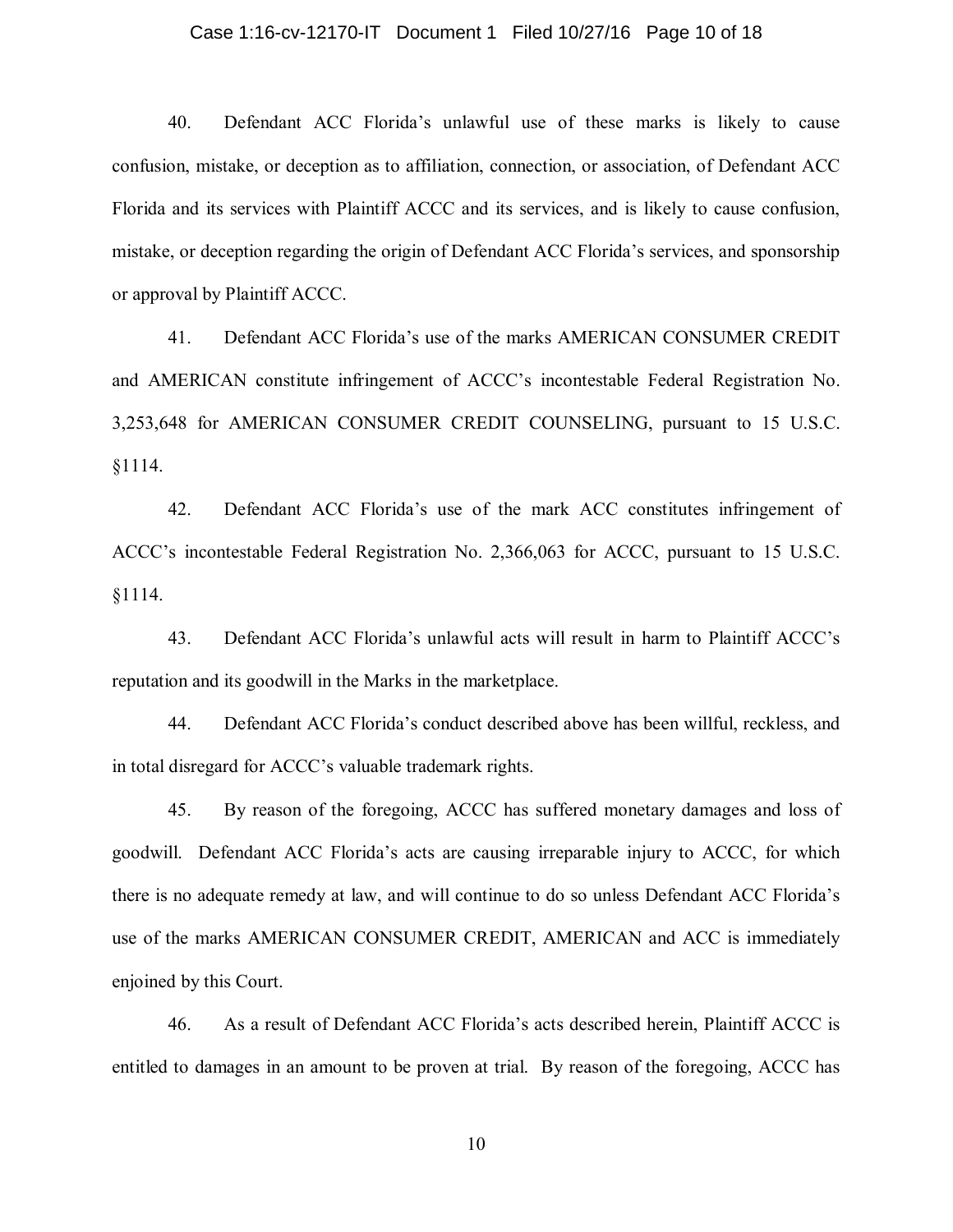40. Defendant ACC Florida's unlawful use of these marks is likely to cause confusion, mistake, or deception as to affiliation, connection, or association, of Defendant ACC Florida and its services with Plaintiff ACCC and its services, and is likely to cause confusion, mistake, or deception regarding the origin of Defendant ACC Florida's services, and sponsorship or approval by Plaintiff ACCC.

41. Defendant ACC Florida's use of the marks AMERICAN CONSUMER CREDIT and AMERICAN constitute infringement of ACCC's incontestable Federal Registration No. 3,253,648 for AMERICAN CONSUMER CREDIT COUNSELING, pursuant to 15 U.S.C. §1114.

42. Defendant ACC Florida's use of the mark ACC constitutes infringement of ACCC's incontestable Federal Registration No. 2,366,063 for ACCC, pursuant to 15 U.S.C. §1114.

43. Defendant ACC Florida's unlawful acts will result in harm to Plaintiff ACCC's reputation and its goodwill in the Marks in the marketplace.

44. Defendant ACC Florida's conduct described above has been willful, reckless, and in total disregard for ACCC's valuable trademark rights.

45. By reason of the foregoing, ACCC has suffered monetary damages and loss of goodwill. Defendant ACC Florida's acts are causing irreparable injury to ACCC, for which there is no adequate remedy at law, and will continue to do so unless Defendant ACC Florida's use of the marks AMERICAN CONSUMER CREDIT, AMERICAN and ACC is immediately enjoined by this Court.

46. As a result of Defendant ACC Florida's acts described herein, Plaintiff ACCC is entitled to damages in an amount to be proven at trial. By reason of the foregoing, ACCC has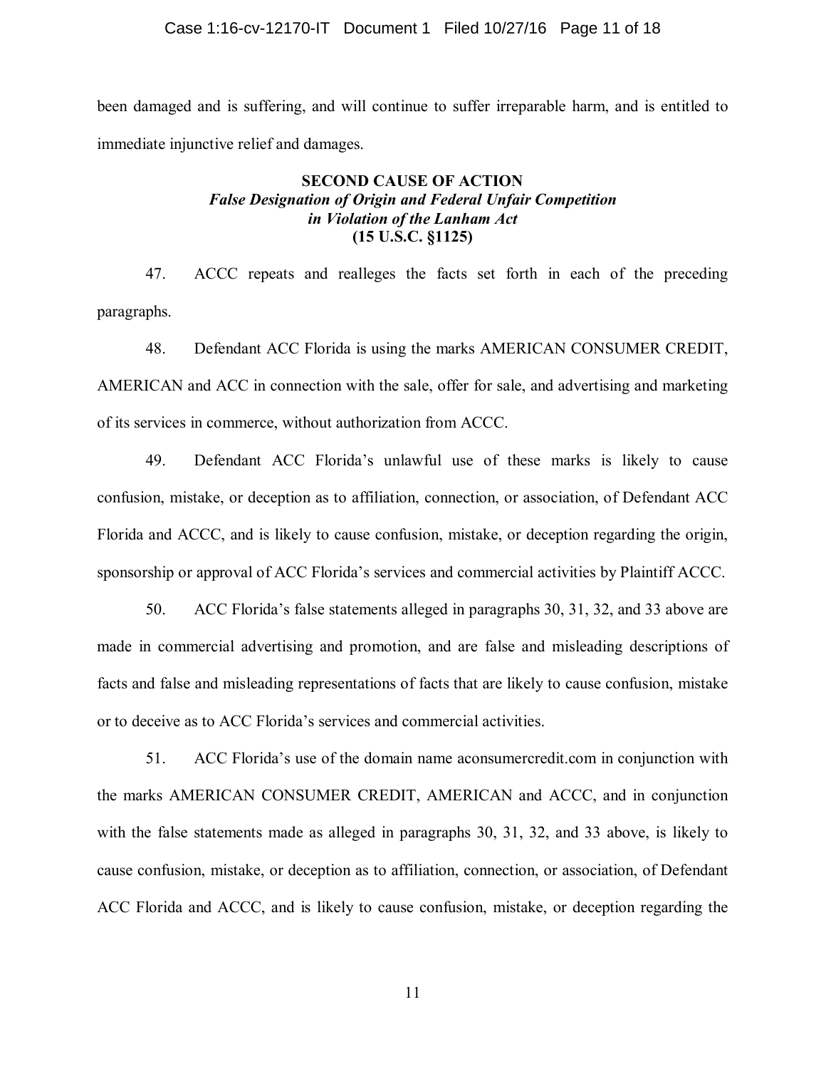been damaged and is suffering, and will continue to suffer irreparable harm, and is entitled to immediate injunctive relief and damages.

**SECOND CAUSE OF ACTION**
***False Designation of Origin and Federal Unfair Competition in Violation of the Lanham Act***
**(15 U.S.C. §1125)**

47. ACCC repeats and realleges the facts set forth in each of the preceding paragraphs.

48. Defendant ACC Florida is using the marks AMERICAN CONSUMER CREDIT, AMERICAN and ACC in connection with the sale, offer for sale, and advertising and marketing of its services in commerce, without authorization from ACCC.

49. Defendant ACC Florida's unlawful use of these marks is likely to cause confusion, mistake, or deception as to affiliation, connection, or association, of Defendant ACC Florida and ACCC, and is likely to cause confusion, mistake, or deception regarding the origin, sponsorship or approval of ACC Florida's services and commercial activities by Plaintiff ACCC.

50. ACC Florida's false statements alleged in paragraphs 30, 31, 32, and 33 above are made in commercial advertising and promotion, and are false and misleading descriptions of facts and false and misleading representations of facts that are likely to cause confusion, mistake or to deceive as to ACC Florida's services and commercial activities.

51. ACC Florida's use of the domain name aconsumercredit.com in conjunction with the marks AMERICAN CONSUMER CREDIT, AMERICAN and ACCC, and in conjunction with the false statements made as alleged in paragraphs 30, 31, 32, and 33 above, is likely to cause confusion, mistake, or deception as to affiliation, connection, or association, of Defendant ACC Florida and ACCC, and is likely to cause confusion, mistake, or deception regarding the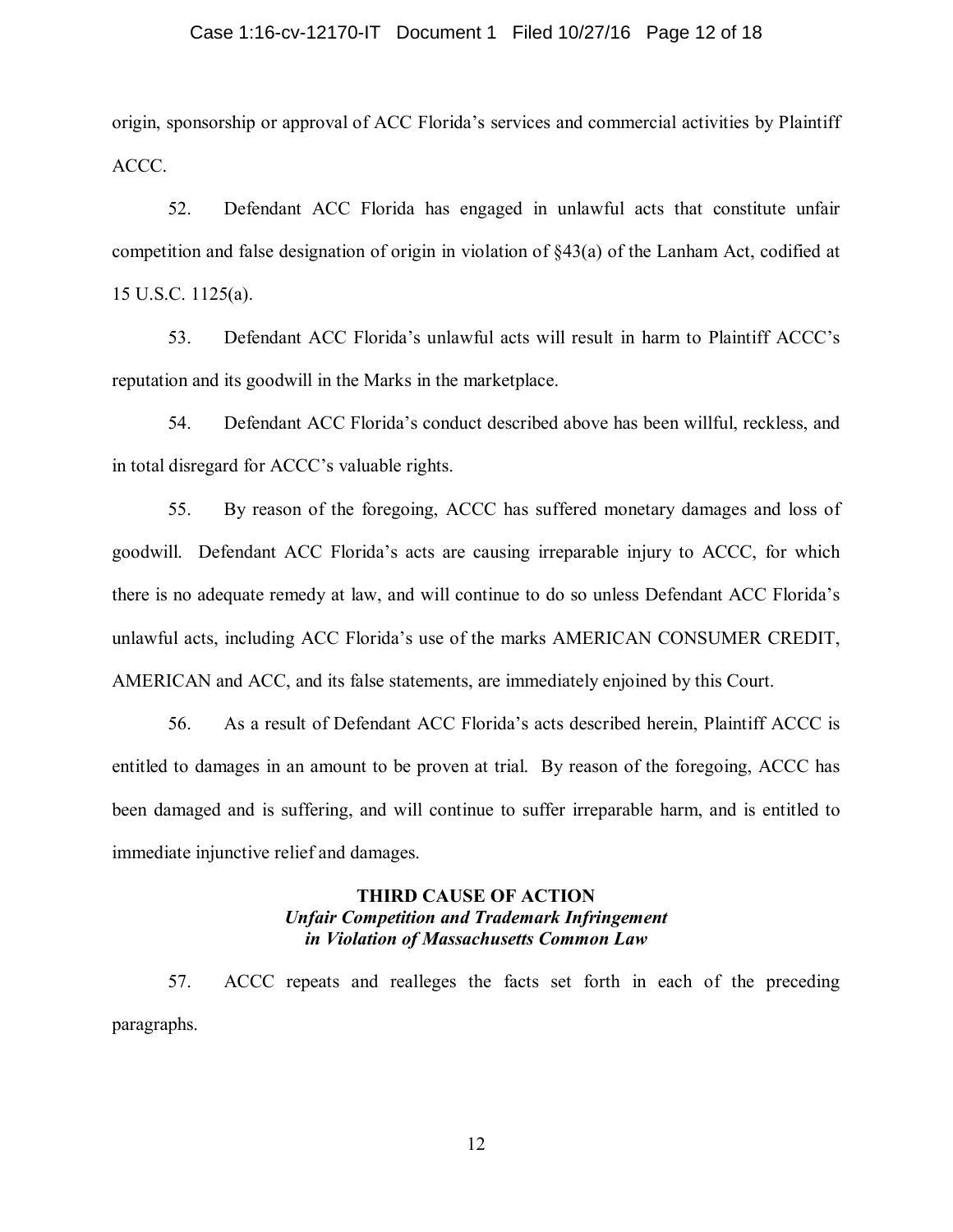origin, sponsorship or approval of ACC Florida's services and commercial activities by Plaintiff ACCC.

52. Defendant ACC Florida has engaged in unlawful acts that constitute unfair competition and false designation of origin in violation of §43(a) of the Lanham Act, codified at 15 U.S.C. 1125(a).

53. Defendant ACC Florida's unlawful acts will result in harm to Plaintiff ACCC's reputation and its goodwill in the Marks in the marketplace.

54. Defendant ACC Florida's conduct described above has been willful, reckless, and in total disregard for ACCC's valuable rights.

55. By reason of the foregoing, ACCC has suffered monetary damages and loss of goodwill. Defendant ACC Florida's acts are causing irreparable injury to ACCC, for which there is no adequate remedy at law, and will continue to do so unless Defendant ACC Florida's unlawful acts, including ACC Florida's use of the marks AMERICAN CONSUMER CREDIT, AMERICAN and ACC, and its false statements, are immediately enjoined by this Court.

56. As a result of Defendant ACC Florida's acts described herein, Plaintiff ACCC is entitled to damages in an amount to be proven at trial. By reason of the foregoing, ACCC has been damaged and is suffering, and will continue to suffer irreparable harm, and is entitled to immediate injunctive relief and damages.

## THIRD CAUSE OF ACTION
### *Unfair Competition and Trademark Infringement in Violation of Massachusetts Common Law*

57. ACCC repeats and realleges the facts set forth in each of the preceding paragraphs.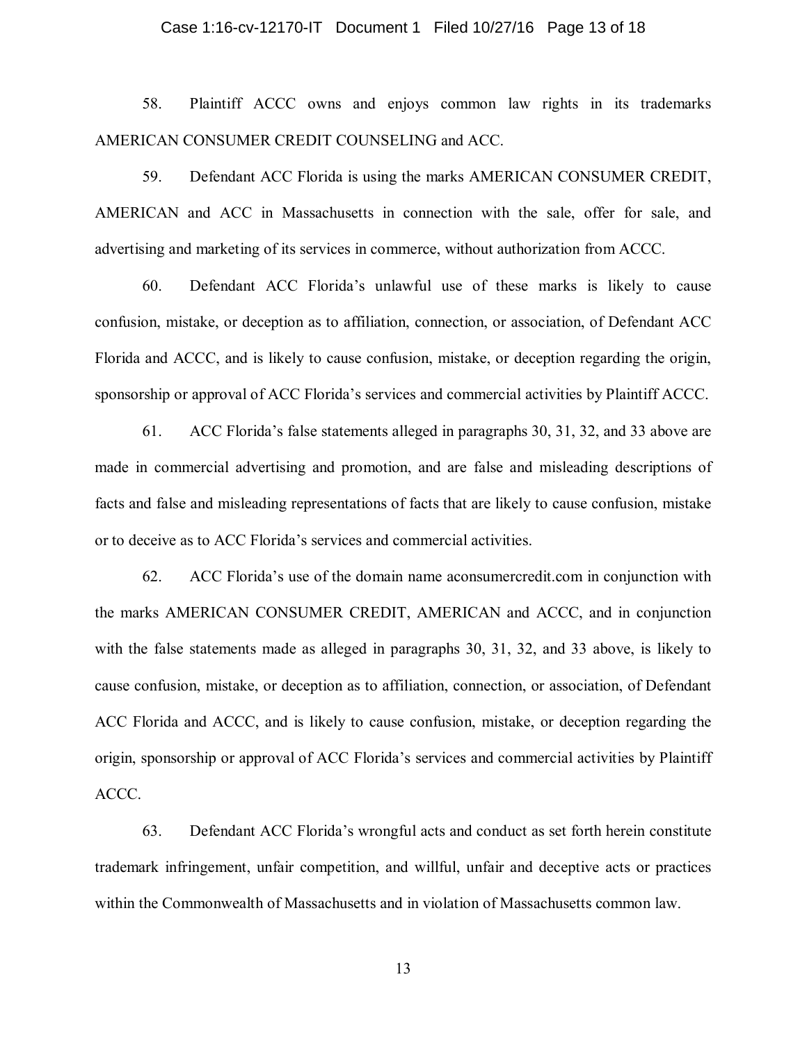58. Plaintiff ACCC owns and enjoys common law rights in its trademarks AMERICAN CONSUMER CREDIT COUNSELING and ACC.

59. Defendant ACC Florida is using the marks AMERICAN CONSUMER CREDIT, AMERICAN and ACC in Massachusetts in connection with the sale, offer for sale, and advertising and marketing of its services in commerce, without authorization from ACCC.

60. Defendant ACC Florida's unlawful use of these marks is likely to cause confusion, mistake, or deception as to affiliation, connection, or association, of Defendant ACC Florida and ACCC, and is likely to cause confusion, mistake, or deception regarding the origin, sponsorship or approval of ACC Florida's services and commercial activities by Plaintiff ACCC.

61. ACC Florida's false statements alleged in paragraphs 30, 31, 32, and 33 above are made in commercial advertising and promotion, and are false and misleading descriptions of facts and false and misleading representations of facts that are likely to cause confusion, mistake or to deceive as to ACC Florida's services and commercial activities.

62. ACC Florida's use of the domain name aconsumercredit.com in conjunction with the marks AMERICAN CONSUMER CREDIT, AMERICAN and ACCC, and in conjunction with the false statements made as alleged in paragraphs 30, 31, 32, and 33 above, is likely to cause confusion, mistake, or deception as to affiliation, connection, or association, of Defendant ACC Florida and ACCC, and is likely to cause confusion, mistake, or deception regarding the origin, sponsorship or approval of ACC Florida's services and commercial activities by Plaintiff ACCC.

63. Defendant ACC Florida's wrongful acts and conduct as set forth herein constitute trademark infringement, unfair competition, and willful, unfair and deceptive acts or practices within the Commonwealth of Massachusetts and in violation of Massachusetts common law.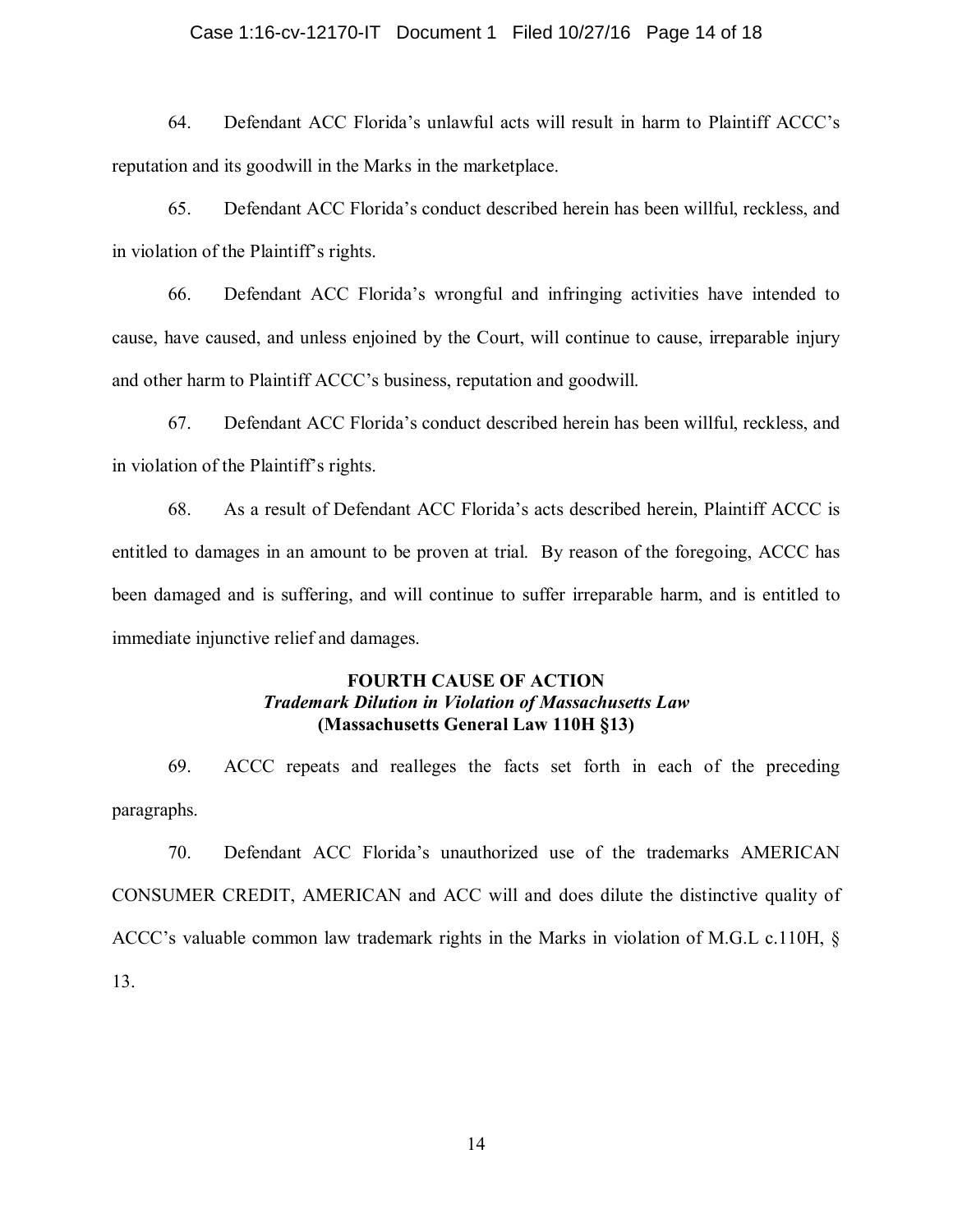64. Defendant ACC Florida's unlawful acts will result in harm to Plaintiff ACCC's reputation and its goodwill in the Marks in the marketplace.

65. Defendant ACC Florida's conduct described herein has been willful, reckless, and in violation of the Plaintiff's rights.

66. Defendant ACC Florida's wrongful and infringing activities have intended to cause, have caused, and unless enjoined by the Court, will continue to cause, irreparable injury and other harm to Plaintiff ACCC's business, reputation and goodwill.

67. Defendant ACC Florida's conduct described herein has been willful, reckless, and in violation of the Plaintiff's rights.

68. As a result of Defendant ACC Florida's acts described herein, Plaintiff ACCC is entitled to damages in an amount to be proven at trial. By reason of the foregoing, ACCC has been damaged and is suffering, and will continue to suffer irreparable harm, and is entitled to immediate injunctive relief and damages.

**FOURTH CAUSE OF ACTION**
***Trademark Dilution in Violation of Massachusetts Law***
**(Massachusetts General Law 110H §13)**

69. ACCC repeats and realleges the facts set forth in each of the preceding paragraphs.

70. Defendant ACC Florida's unauthorized use of the trademarks AMERICAN CONSUMER CREDIT, AMERICAN and ACC will and does dilute the distinctive quality of ACCC's valuable common law trademark rights in the Marks in violation of M.G.L c.110H, § 13.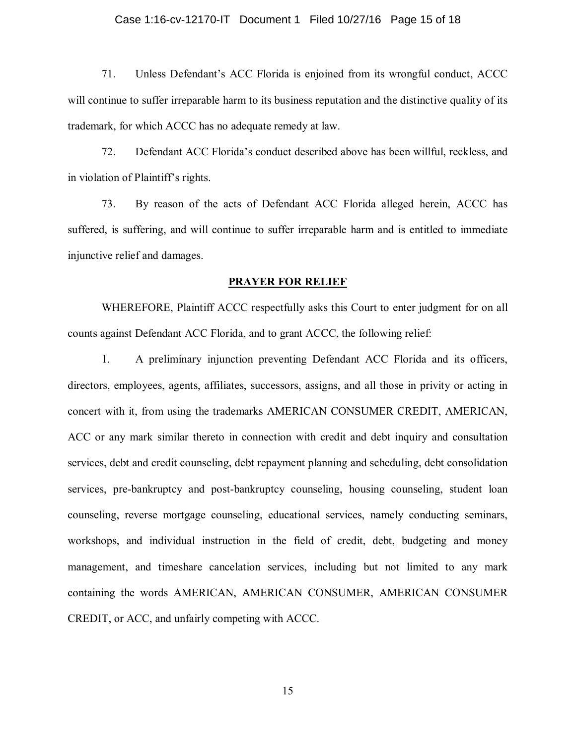71. Unless Defendant's ACC Florida is enjoined from its wrongful conduct, ACCC will continue to suffer irreparable harm to its business reputation and the distinctive quality of its trademark, for which ACCC has no adequate remedy at law.

72. Defendant ACC Florida's conduct described above has been willful, reckless, and in violation of Plaintiff's rights.

73. By reason of the acts of Defendant ACC Florida alleged herein, ACCC has suffered, is suffering, and will continue to suffer irreparable harm and is entitled to immediate injunctive relief and damages.

## PRAYER FOR RELIEF

WHEREFORE, Plaintiff ACCC respectfully asks this Court to enter judgment for on all counts against Defendant ACC Florida, and to grant ACCC, the following relief:

1. A preliminary injunction preventing Defendant ACC Florida and its officers, directors, employees, agents, affiliates, successors, assigns, and all those in privity or acting in concert with it, from using the trademarks AMERICAN CONSUMER CREDIT, AMERICAN, ACC or any mark similar thereto in connection with credit and debt inquiry and consultation services, debt and credit counseling, debt repayment planning and scheduling, debt consolidation services, pre-bankruptcy and post-bankruptcy counseling, housing counseling, student loan counseling, reverse mortgage counseling, educational services, namely conducting seminars, workshops, and individual instruction in the field of credit, debt, budgeting and money management, and timeshare cancelation services, including but not limited to any mark containing the words AMERICAN, AMERICAN CONSUMER, AMERICAN CONSUMER CREDIT, or ACC, and unfairly competing with ACCC.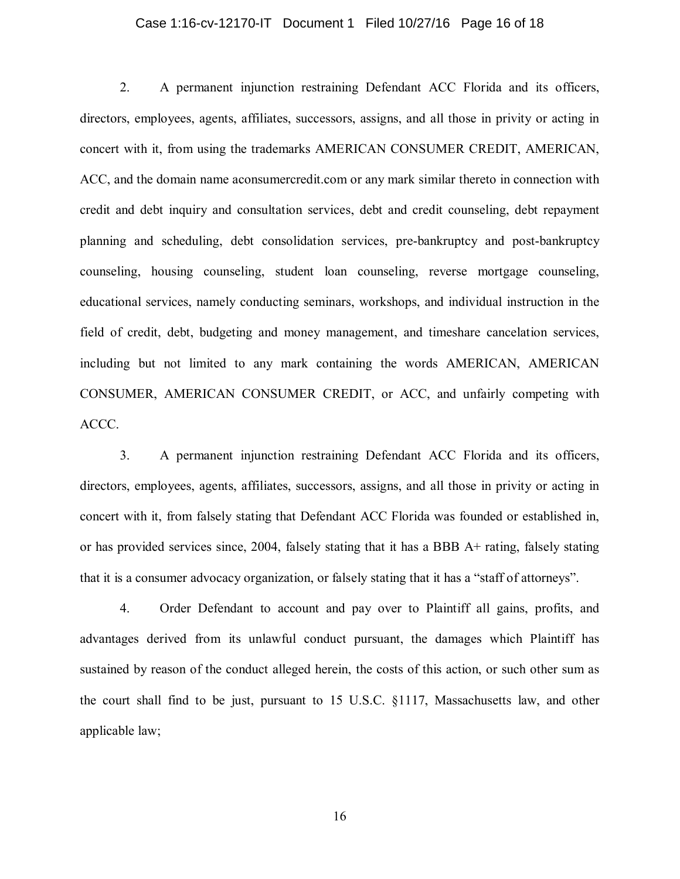2. A permanent injunction restraining Defendant ACC Florida and its officers, directors, employees, agents, affiliates, successors, assigns, and all those in privity or acting in concert with it, from using the trademarks AMERICAN CONSUMER CREDIT, AMERICAN, ACC, and the domain name aconsumercredit.com or any mark similar thereto in connection with credit and debt inquiry and consultation services, debt and credit counseling, debt repayment planning and scheduling, debt consolidation services, pre-bankruptcy and post-bankruptcy counseling, housing counseling, student loan counseling, reverse mortgage counseling, educational services, namely conducting seminars, workshops, and individual instruction in the field of credit, debt, budgeting and money management, and timeshare cancelation services, including but not limited to any mark containing the words AMERICAN, AMERICAN CONSUMER, AMERICAN CONSUMER CREDIT, or ACC, and unfairly competing with ACCC.

3. A permanent injunction restraining Defendant ACC Florida and its officers, directors, employees, agents, affiliates, successors, assigns, and all those in privity or acting in concert with it, from falsely stating that Defendant ACC Florida was founded or established in, or has provided services since, 2004, falsely stating that it has a BBB A+ rating, falsely stating that it is a consumer advocacy organization, or falsely stating that it has a "staff of attorneys".

4. Order Defendant to account and pay over to Plaintiff all gains, profits, and advantages derived from its unlawful conduct pursuant, the damages which Plaintiff has sustained by reason of the conduct alleged herein, the costs of this action, or such other sum as the court shall find to be just, pursuant to 15 U.S.C. §1117, Massachusetts law, and other applicable law;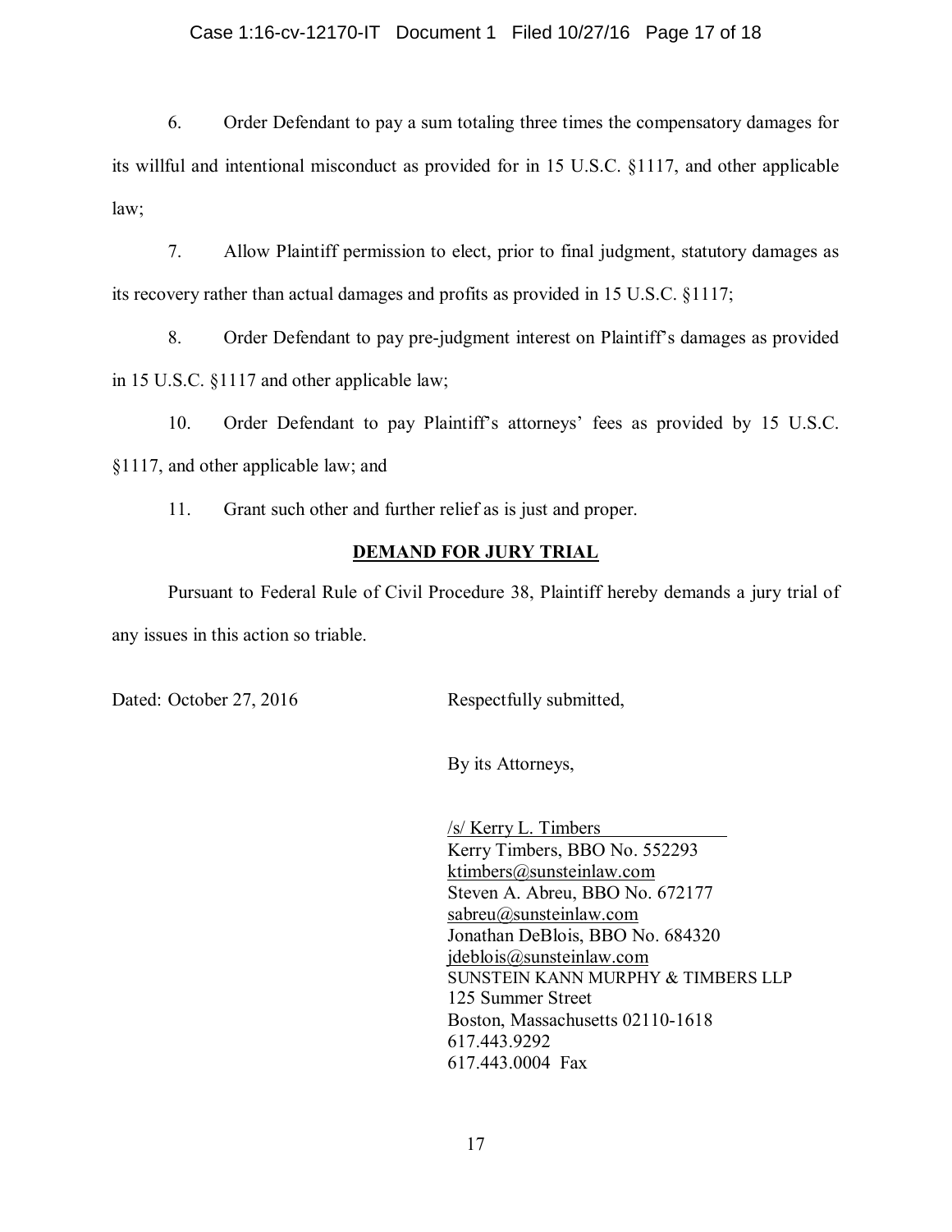6. Order Defendant to pay a sum totaling three times the compensatory damages for its willful and intentional misconduct as provided for in 15 U.S.C. §1117, and other applicable law;

7. Allow Plaintiff permission to elect, prior to final judgment, statutory damages as its recovery rather than actual damages and profits as provided in 15 U.S.C. §1117;

8. Order Defendant to pay pre-judgment interest on Plaintiff's damages as provided in 15 U.S.C. §1117 and other applicable law;

10. Order Defendant to pay Plaintiff's attorneys' fees as provided by 15 U.S.C. §1117, and other applicable law; and

11. Grant such other and further relief as is just and proper.

**DEMAND FOR JURY TRIAL**

Pursuant to Federal Rule of Civil Procedure 38, Plaintiff hereby demands a jury trial of any issues in this action so triable.

Dated: October 27, 2016

Respectfully submitted,

By its Attorneys,

/s/ Kerry L. Timbers
Kerry Timbers, BBO No. 552293
ktimbers@sunsteinlaw.com
Steven A. Abreu, BBO No. 672177
sabreu@sunsteinlaw.com
Jonathan DeBlois, BBO No. 684320
jdeblois@sunsteinlaw.com
SUNSTEIN KANN MURPHY & TIMBERS LLP
125 Summer Street
Boston, Massachusetts 02110-1618
617.443.9292
617.443.0004 Fax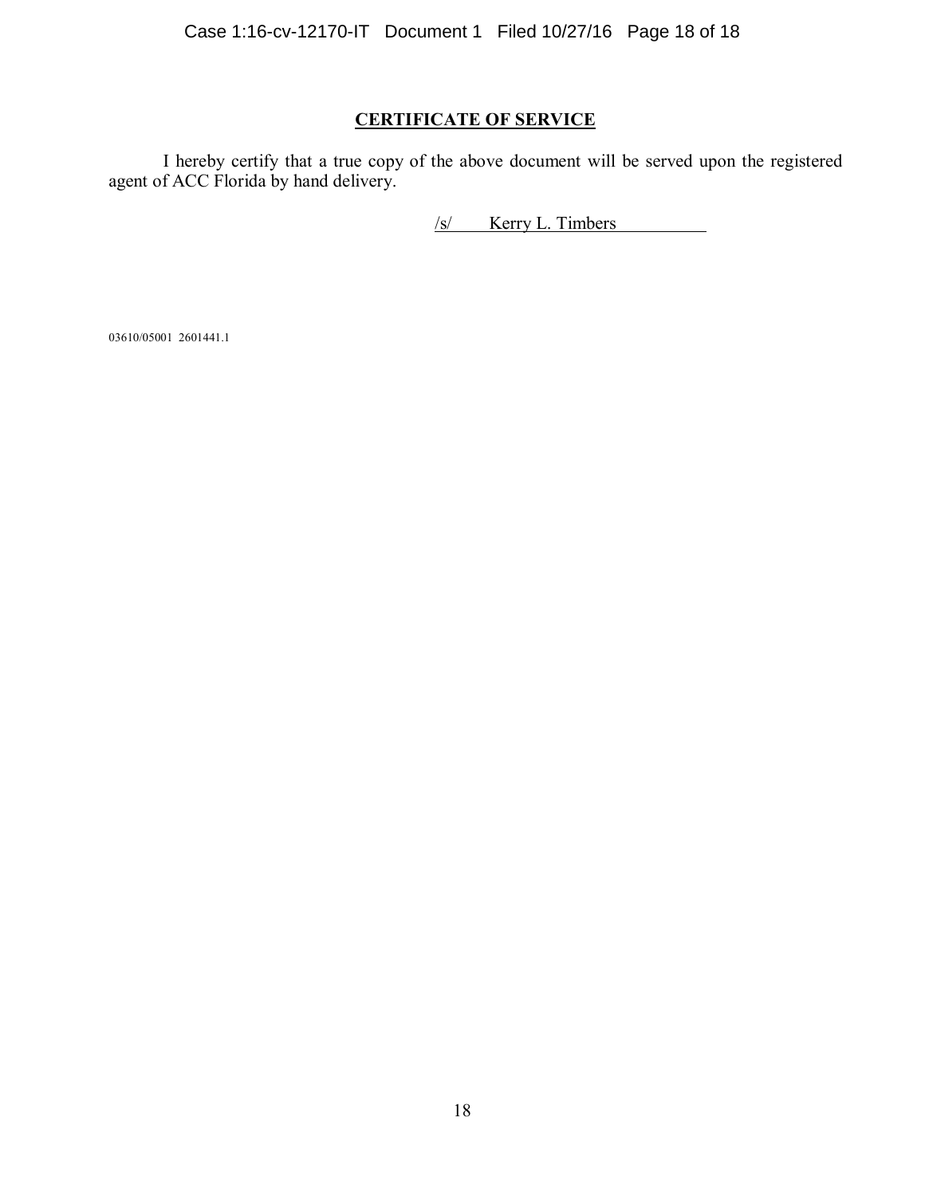## CERTIFICATE OF SERVICE

I hereby certify that a true copy of the above document will be served upon the registered agent of ACC Florida by hand delivery.

/s/ Kerry L. Timbers

03610/05001 2601441.1